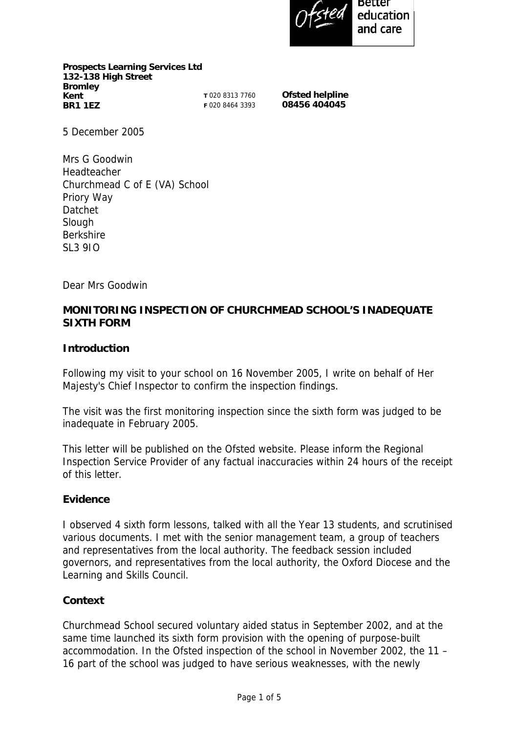Ofsted — Better education and care

**Prospects Learning Services Ltd**
**132-138 High Street**
**Bromley**
**Kent**
**BR1 1EZ**

**T** 020 8313 7760
**F** 020 8464 3393

**Ofsted helpline**
**08456 404045**

5 December 2005

Mrs G Goodwin
Headteacher
Churchmead C of E (VA) School
Priory Way
Datchet
Slough
Berkshire
SL3 9IO

Dear Mrs Goodwin

**MONITORING INSPECTION OF CHURCHMEAD SCHOOL'S INADEQUATE SIXTH FORM**

**Introduction**

Following my visit to your school on 16 November 2005, I write on behalf of Her Majesty's Chief Inspector to confirm the inspection findings.

The visit was the first monitoring inspection since the sixth form was judged to be inadequate in February 2005.

This letter will be published on the Ofsted website. Please inform the Regional Inspection Service Provider of any factual inaccuracies within 24 hours of the receipt of this letter.

**Evidence**

I observed 4 sixth form lessons, talked with all the Year 13 students, and scrutinised various documents. I met with the senior management team, a group of teachers and representatives from the local authority. The feedback session included governors, and representatives from the local authority, the Oxford Diocese and the Learning and Skills Council.

**Context**

Churchmead School secured voluntary aided status in September 2002, and at the same time launched its sixth form provision with the opening of purpose-built accommodation. In the Ofsted inspection of the school in November 2002, the 11 – 16 part of the school was judged to have serious weaknesses, with the newly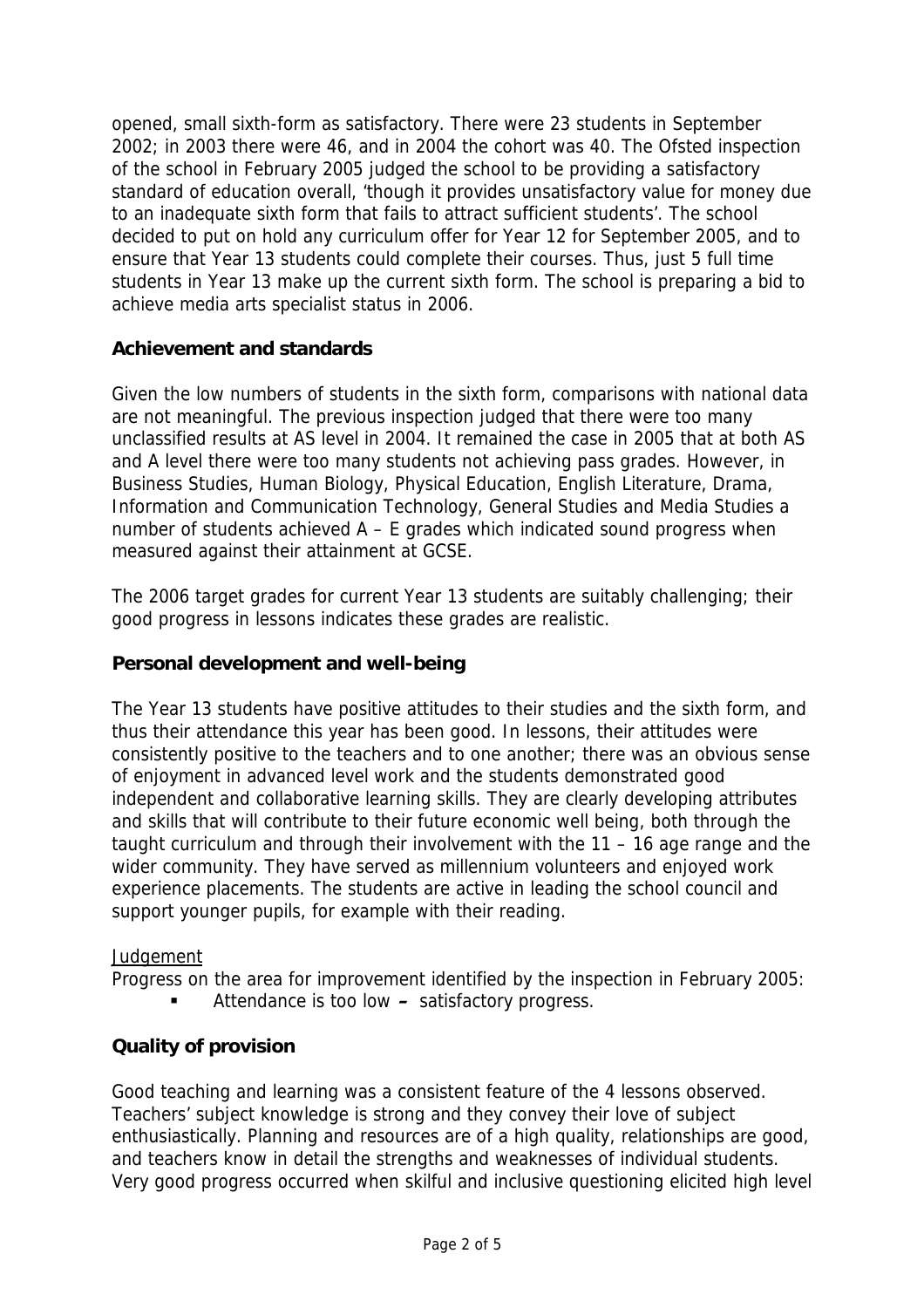opened, small sixth-form as satisfactory. There were 23 students in September 2002; in 2003 there were 46, and in 2004 the cohort was 40. The Ofsted inspection of the school in February 2005 judged the school to be providing a satisfactory standard of education overall, 'though it provides unsatisfactory value for money due to an inadequate sixth form that fails to attract sufficient students'. The school decided to put on hold any curriculum offer for Year 12 for September 2005, and to ensure that Year 13 students could complete their courses. Thus, just 5 full time students in Year 13 make up the current sixth form. The school is preparing a bid to achieve media arts specialist status in 2006.

## Achievement and standards

Given the low numbers of students in the sixth form, comparisons with national data are not meaningful. The previous inspection judged that there were too many unclassified results at AS level in 2004. It remained the case in 2005 that at both AS and A level there were too many students not achieving pass grades. However, in Business Studies, Human Biology, Physical Education, English Literature, Drama, Information and Communication Technology, General Studies and Media Studies a number of students achieved A – E grades which indicated sound progress when measured against their attainment at GCSE.

The 2006 target grades for current Year 13 students are suitably challenging; their good progress in lessons indicates these grades are realistic.

## Personal development and well-being

The Year 13 students have positive attitudes to their studies and the sixth form, and thus their attendance this year has been good. In lessons, their attitudes were consistently positive to the teachers and to one another; there was an obvious sense of enjoyment in advanced level work and the students demonstrated good independent and collaborative learning skills. They are clearly developing attributes and skills that will contribute to their future economic well being, both through the taught curriculum and through their involvement with the 11 – 16 age range and the wider community. They have served as millennium volunteers and enjoyed work experience placements. The students are active in leading the school council and support younger pupils, for example with their reading.

Judgement

Progress on the area for improvement identified by the inspection in February 2005:

- Attendance is too low **–** satisfactory progress.

## Quality of provision

Good teaching and learning was a consistent feature of the 4 lessons observed. Teachers' subject knowledge is strong and they convey their love of subject enthusiastically. Planning and resources are of a high quality, relationships are good, and teachers know in detail the strengths and weaknesses of individual students. Very good progress occurred when skilful and inclusive questioning elicited high level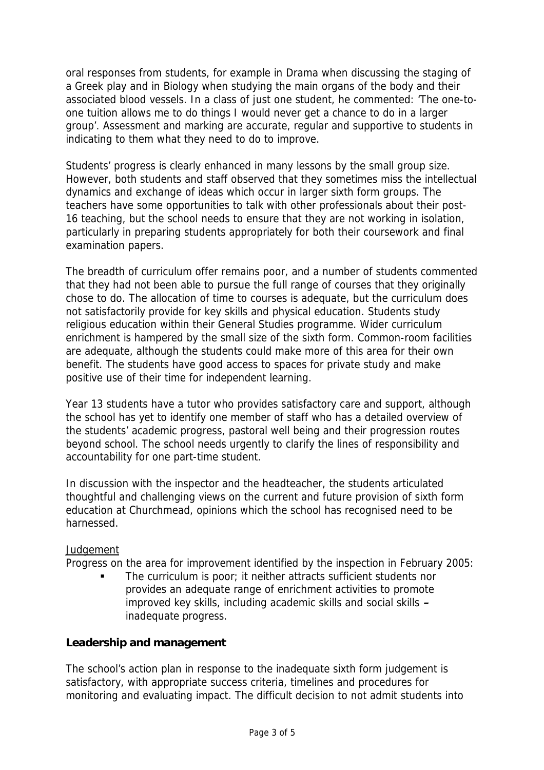oral responses from students, for example in Drama when discussing the staging of a Greek play and in Biology when studying the main organs of the body and their associated blood vessels. In a class of just one student, he commented: 'The one-to-one tuition allows me to do things I would never get a chance to do in a larger group'. Assessment and marking are accurate, regular and supportive to students in indicating to them what they need to do to improve.

Students' progress is clearly enhanced in many lessons by the small group size. However, both students and staff observed that they sometimes miss the intellectual dynamics and exchange of ideas which occur in larger sixth form groups. The teachers have some opportunities to talk with other professionals about their post-16 teaching, but the school needs to ensure that they are not working in isolation, particularly in preparing students appropriately for both their coursework and final examination papers.

The breadth of curriculum offer remains poor, and a number of students commented that they had not been able to pursue the full range of courses that they originally chose to do. The allocation of time to courses is adequate, but the curriculum does not satisfactorily provide for key skills and physical education. Students study religious education within their General Studies programme. Wider curriculum enrichment is hampered by the small size of the sixth form. Common-room facilities are adequate, although the students could make more of this area for their own benefit. The students have good access to spaces for private study and make positive use of their time for independent learning.

Year 13 students have a tutor who provides satisfactory care and support, although the school has yet to identify one member of staff who has a detailed overview of the students' academic progress, pastoral well being and their progression routes beyond school. The school needs urgently to clarify the lines of responsibility and accountability for one part-time student.

In discussion with the inspector and the headteacher, the students articulated thoughtful and challenging views on the current and future provision of sixth form education at Churchmead, opinions which the school has recognised need to be harnessed.

Judgement

Progress on the area for improvement identified by the inspection in February 2005:

- The curriculum is poor; it neither attracts sufficient students nor provides an adequate range of enrichment activities to promote improved key skills, including academic skills and social skills – inadequate progress.

**Leadership and management**

The school's action plan in response to the inadequate sixth form judgement is satisfactory, with appropriate success criteria, timelines and procedures for monitoring and evaluating impact. The difficult decision to not admit students into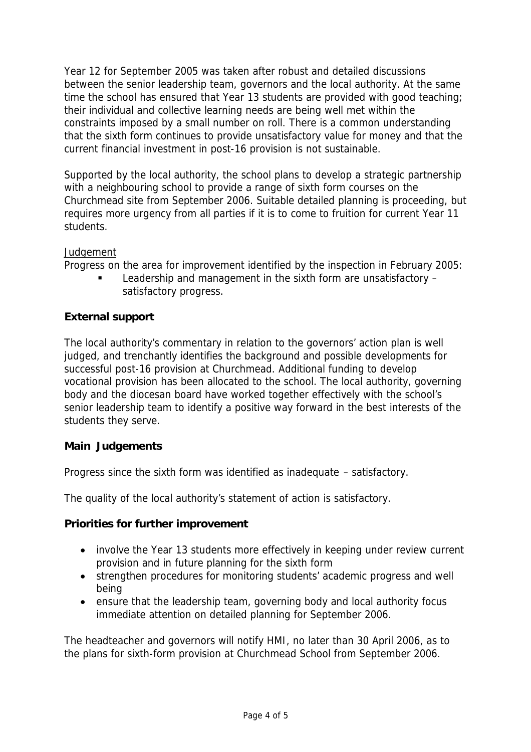Year 12 for September 2005 was taken after robust and detailed discussions between the senior leadership team, governors and the local authority. At the same time the school has ensured that Year 13 students are provided with good teaching; their individual and collective learning needs are being well met within the constraints imposed by a small number on roll. There is a common understanding that the sixth form continues to provide unsatisfactory value for money and that the current financial investment in post-16 provision is not sustainable.

Supported by the local authority, the school plans to develop a strategic partnership with a neighbouring school to provide a range of sixth form courses on the Churchmead site from September 2006. Suitable detailed planning is proceeding, but requires more urgency from all parties if it is to come to fruition for current Year 11 students.

Judgement

Progress on the area for improvement identified by the inspection in February 2005:

- Leadership and management in the sixth form are unsatisfactory – satisfactory progress.

**External support**

The local authority's commentary in relation to the governors' action plan is well judged, and trenchantly identifies the background and possible developments for successful post-16 provision at Churchmead. Additional funding to develop vocational provision has been allocated to the school. The local authority, governing body and the diocesan board have worked together effectively with the school's senior leadership team to identify a positive way forward in the best interests of the students they serve.

**Main Judgements**

Progress since the sixth form was identified as inadequate – satisfactory.

The quality of the local authority's statement of action is satisfactory.

**Priorities for further improvement**

- involve the Year 13 students more effectively in keeping under review current provision and in future planning for the sixth form
- strengthen procedures for monitoring students' academic progress and well being
- ensure that the leadership team, governing body and local authority focus immediate attention on detailed planning for September 2006.

The headteacher and governors will notify HMI, no later than 30 April 2006, as to the plans for sixth-form provision at Churchmead School from September 2006.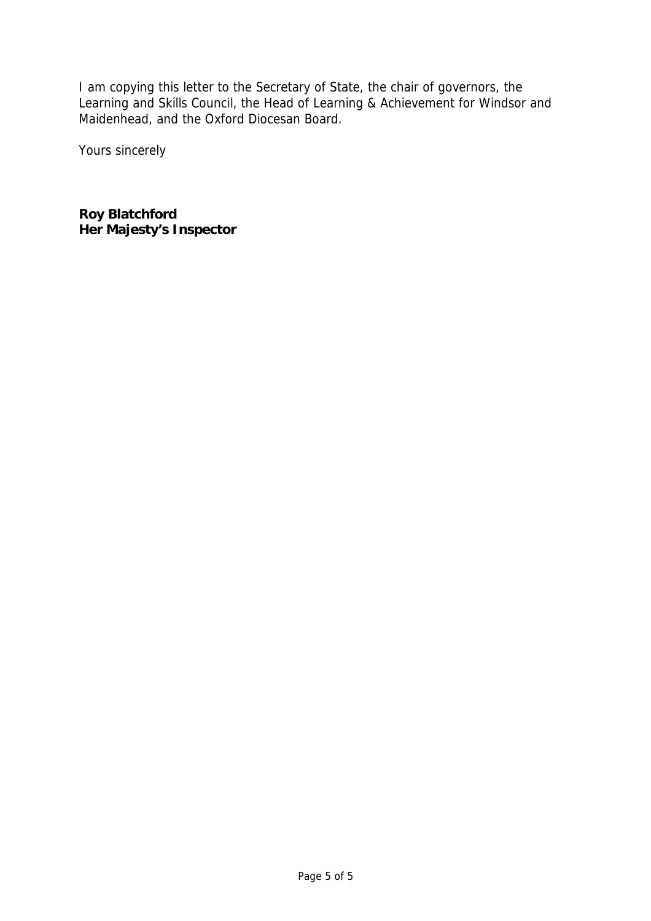I am copying this letter to the Secretary of State, the chair of governors, the Learning and Skills Council, the Head of Learning & Achievement for Windsor and Maidenhead, and the Oxford Diocesan Board.

Yours sincerely

**Roy Blatchford**
**Her Majesty's Inspector**